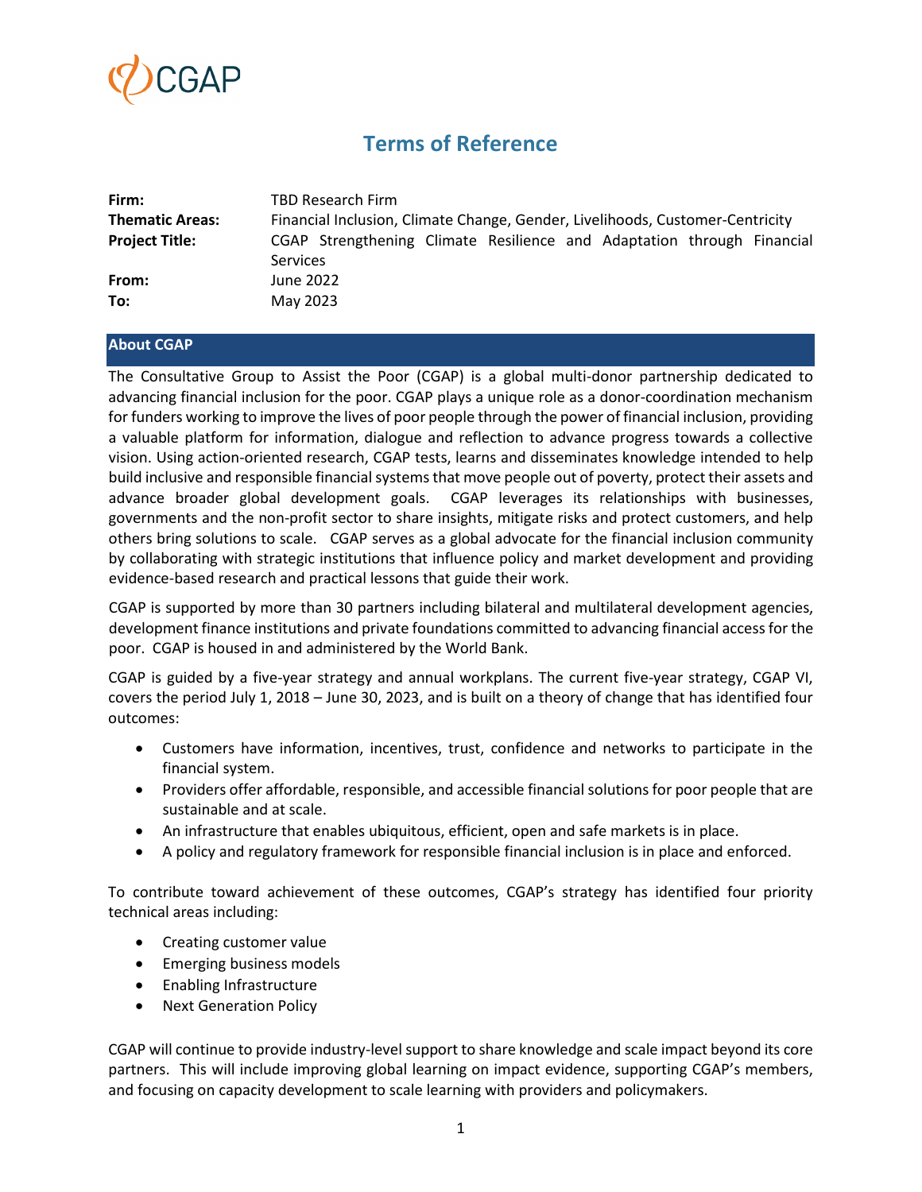CGAP

# Terms of Reference

| | |
|---|---|
| **Firm:** | TBD Research Firm |
| **Thematic Areas:** | Financial Inclusion, Climate Change, Gender, Livelihoods, Customer-Centricity |
| **Project Title:** | CGAP Strengthening Climate Resilience and Adaptation through Financial Services |
| **From:** | June 2022 |
| **To:** | May 2023 |

## About CGAP

The Consultative Group to Assist the Poor (CGAP) is a global multi-donor partnership dedicated to advancing financial inclusion for the poor. CGAP plays a unique role as a donor-coordination mechanism for funders working to improve the lives of poor people through the power of financial inclusion, providing a valuable platform for information, dialogue and reflection to advance progress towards a collective vision. Using action-oriented research, CGAP tests, learns and disseminates knowledge intended to help build inclusive and responsible financial systems that move people out of poverty, protect their assets and advance broader global development goals. CGAP leverages its relationships with businesses, governments and the non-profit sector to share insights, mitigate risks and protect customers, and help others bring solutions to scale. CGAP serves as a global advocate for the financial inclusion community by collaborating with strategic institutions that influence policy and market development and providing evidence-based research and practical lessons that guide their work.

CGAP is supported by more than 30 partners including bilateral and multilateral development agencies, development finance institutions and private foundations committed to advancing financial access for the poor. CGAP is housed in and administered by the World Bank.

CGAP is guided by a five-year strategy and annual workplans. The current five-year strategy, CGAP VI, covers the period July 1, 2018 – June 30, 2023, and is built on a theory of change that has identified four outcomes:

- Customers have information, incentives, trust, confidence and networks to participate in the financial system.
- Providers offer affordable, responsible, and accessible financial solutions for poor people that are sustainable and at scale.
- An infrastructure that enables ubiquitous, efficient, open and safe markets is in place.
- A policy and regulatory framework for responsible financial inclusion is in place and enforced.

To contribute toward achievement of these outcomes, CGAP's strategy has identified four priority technical areas including:

- Creating customer value
- Emerging business models
- Enabling Infrastructure
- Next Generation Policy

CGAP will continue to provide industry-level support to share knowledge and scale impact beyond its core partners. This will include improving global learning on impact evidence, supporting CGAP's members, and focusing on capacity development to scale learning with providers and policymakers.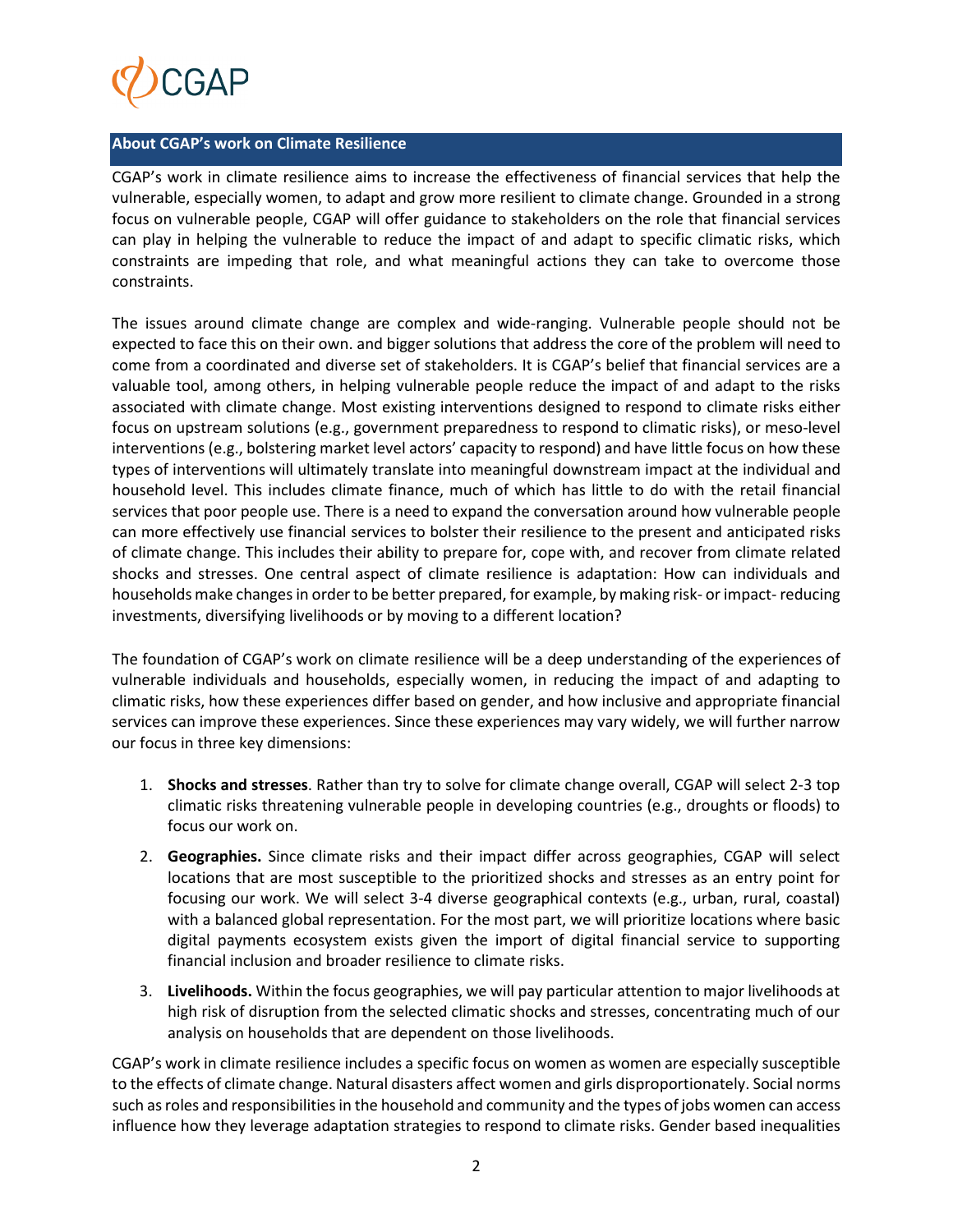## About CGAP's work on Climate Resilience

CGAP's work in climate resilience aims to increase the effectiveness of financial services that help the vulnerable, especially women, to adapt and grow more resilient to climate change. Grounded in a strong focus on vulnerable people, CGAP will offer guidance to stakeholders on the role that financial services can play in helping the vulnerable to reduce the impact of and adapt to specific climatic risks, which constraints are impeding that role, and what meaningful actions they can take to overcome those constraints.

The issues around climate change are complex and wide-ranging. Vulnerable people should not be expected to face this on their own. and bigger solutions that address the core of the problem will need to come from a coordinated and diverse set of stakeholders. It is CGAP's belief that financial services are a valuable tool, among others, in helping vulnerable people reduce the impact of and adapt to the risks associated with climate change. Most existing interventions designed to respond to climate risks either focus on upstream solutions (e.g., government preparedness to respond to climatic risks), or meso-level interventions (e.g., bolstering market level actors' capacity to respond) and have little focus on how these types of interventions will ultimately translate into meaningful downstream impact at the individual and household level. This includes climate finance, much of which has little to do with the retail financial services that poor people use. There is a need to expand the conversation around how vulnerable people can more effectively use financial services to bolster their resilience to the present and anticipated risks of climate change. This includes their ability to prepare for, cope with, and recover from climate related shocks and stresses. One central aspect of climate resilience is adaptation: How can individuals and households make changes in order to be better prepared, for example, by making risk- or impact- reducing investments, diversifying livelihoods or by moving to a different location?

The foundation of CGAP's work on climate resilience will be a deep understanding of the experiences of vulnerable individuals and households, especially women, in reducing the impact of and adapting to climatic risks, how these experiences differ based on gender, and how inclusive and appropriate financial services can improve these experiences. Since these experiences may vary widely, we will further narrow our focus in three key dimensions:

1. **Shocks and stresses**. Rather than try to solve for climate change overall, CGAP will select 2-3 top climatic risks threatening vulnerable people in developing countries (e.g., droughts or floods) to focus our work on.
2. **Geographies.** Since climate risks and their impact differ across geographies, CGAP will select locations that are most susceptible to the prioritized shocks and stresses as an entry point for focusing our work. We will select 3-4 diverse geographical contexts (e.g., urban, rural, coastal) with a balanced global representation. For the most part, we will prioritize locations where basic digital payments ecosystem exists given the import of digital financial service to supporting financial inclusion and broader resilience to climate risks.
3. **Livelihoods.** Within the focus geographies, we will pay particular attention to major livelihoods at high risk of disruption from the selected climatic shocks and stresses, concentrating much of our analysis on households that are dependent on those livelihoods.

CGAP's work in climate resilience includes a specific focus on women as women are especially susceptible to the effects of climate change. Natural disasters affect women and girls disproportionately. Social norms such as roles and responsibilities in the household and community and the types of jobs women can access influence how they leverage adaptation strategies to respond to climate risks. Gender based inequalities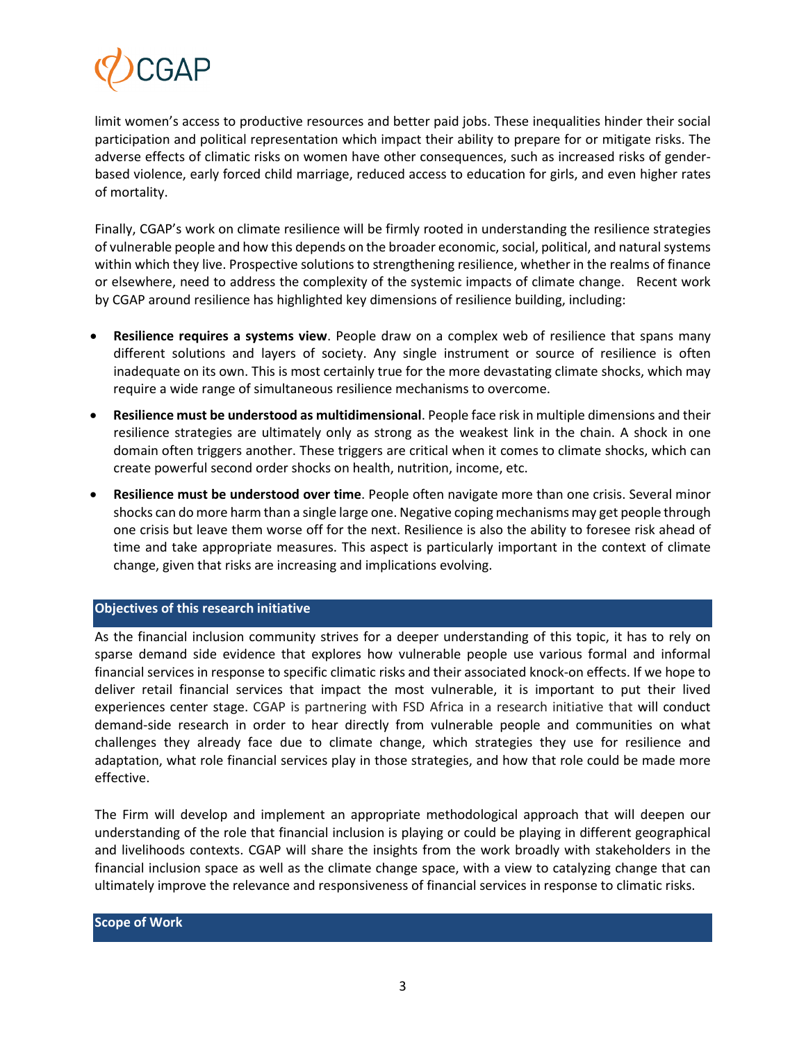limit women's access to productive resources and better paid jobs. These inequalities hinder their social participation and political representation which impact their ability to prepare for or mitigate risks. The adverse effects of climatic risks on women have other consequences, such as increased risks of gender-based violence, early forced child marriage, reduced access to education for girls, and even higher rates of mortality.

Finally, CGAP's work on climate resilience will be firmly rooted in understanding the resilience strategies of vulnerable people and how this depends on the broader economic, social, political, and natural systems within which they live. Prospective solutions to strengthening resilience, whether in the realms of finance or elsewhere, need to address the complexity of the systemic impacts of climate change. Recent work by CGAP around resilience has highlighted key dimensions of resilience building, including:

- **Resilience requires a systems view**. People draw on a complex web of resilience that spans many different solutions and layers of society. Any single instrument or source of resilience is often inadequate on its own. This is most certainly true for the more devastating climate shocks, which may require a wide range of simultaneous resilience mechanisms to overcome.
- **Resilience must be understood as multidimensional**. People face risk in multiple dimensions and their resilience strategies are ultimately only as strong as the weakest link in the chain. A shock in one domain often triggers another. These triggers are critical when it comes to climate shocks, which can create powerful second order shocks on health, nutrition, income, etc.
- **Resilience must be understood over time**. People often navigate more than one crisis. Several minor shocks can do more harm than a single large one. Negative coping mechanisms may get people through one crisis but leave them worse off for the next. Resilience is also the ability to foresee risk ahead of time and take appropriate measures. This aspect is particularly important in the context of climate change, given that risks are increasing and implications evolving.

## Objectives of this research initiative

As the financial inclusion community strives for a deeper understanding of this topic, it has to rely on sparse demand side evidence that explores how vulnerable people use various formal and informal financial services in response to specific climatic risks and their associated knock-on effects. If we hope to deliver retail financial services that impact the most vulnerable, it is important to put their lived experiences center stage. CGAP is partnering with FSD Africa in a research initiative that will conduct demand-side research in order to hear directly from vulnerable people and communities on what challenges they already face due to climate change, which strategies they use for resilience and adaptation, what role financial services play in those strategies, and how that role could be made more effective.

The Firm will develop and implement an appropriate methodological approach that will deepen our understanding of the role that financial inclusion is playing or could be playing in different geographical and livelihoods contexts. CGAP will share the insights from the work broadly with stakeholders in the financial inclusion space as well as the climate change space, with a view to catalyzing change that can ultimately improve the relevance and responsiveness of financial services in response to climatic risks.

## Scope of Work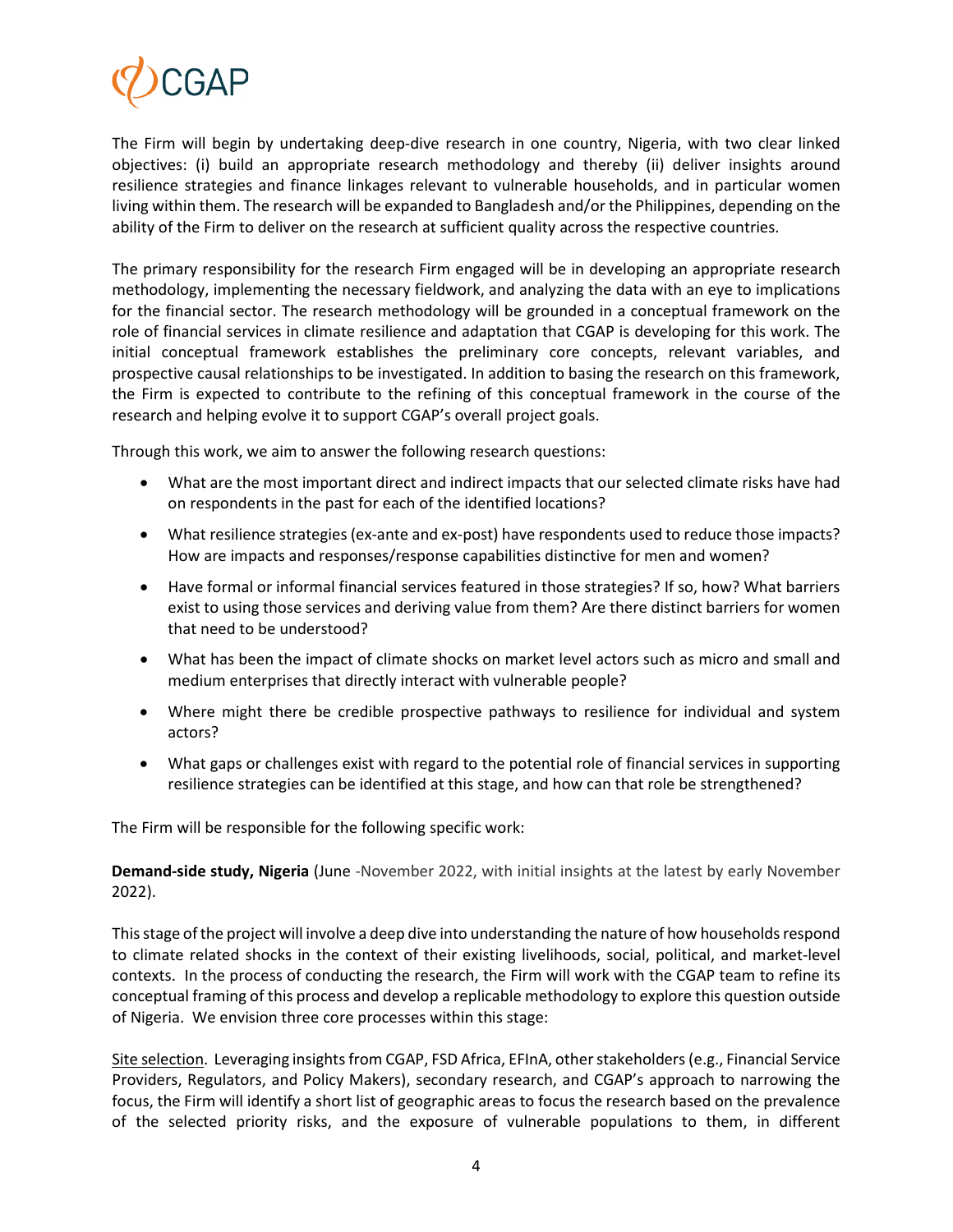The Firm will begin by undertaking deep-dive research in one country, Nigeria, with two clear linked objectives: (i) build an appropriate research methodology and thereby (ii) deliver insights around resilience strategies and finance linkages relevant to vulnerable households, and in particular women living within them. The research will be expanded to Bangladesh and/or the Philippines, depending on the ability of the Firm to deliver on the research at sufficient quality across the respective countries.

The primary responsibility for the research Firm engaged will be in developing an appropriate research methodology, implementing the necessary fieldwork, and analyzing the data with an eye to implications for the financial sector. The research methodology will be grounded in a conceptual framework on the role of financial services in climate resilience and adaptation that CGAP is developing for this work. The initial conceptual framework establishes the preliminary core concepts, relevant variables, and prospective causal relationships to be investigated. In addition to basing the research on this framework, the Firm is expected to contribute to the refining of this conceptual framework in the course of the research and helping evolve it to support CGAP's overall project goals.

Through this work, we aim to answer the following research questions:

- What are the most important direct and indirect impacts that our selected climate risks have had on respondents in the past for each of the identified locations?
- What resilience strategies (ex-ante and ex-post) have respondents used to reduce those impacts? How are impacts and responses/response capabilities distinctive for men and women?
- Have formal or informal financial services featured in those strategies? If so, how? What barriers exist to using those services and deriving value from them? Are there distinct barriers for women that need to be understood?
- What has been the impact of climate shocks on market level actors such as micro and small and medium enterprises that directly interact with vulnerable people?
- Where might there be credible prospective pathways to resilience for individual and system actors?
- What gaps or challenges exist with regard to the potential role of financial services in supporting resilience strategies can be identified at this stage, and how can that role be strengthened?

The Firm will be responsible for the following specific work:

**Demand-side study, Nigeria** (June -November 2022, with initial insights at the latest by early November 2022).

This stage of the project will involve a deep dive into understanding the nature of how households respond to climate related shocks in the context of their existing livelihoods, social, political, and market-level contexts. In the process of conducting the research, the Firm will work with the CGAP team to refine its conceptual framing of this process and develop a replicable methodology to explore this question outside of Nigeria. We envision three core processes within this stage:

Site selection. Leveraging insights from CGAP, FSD Africa, EFInA, other stakeholders (e.g., Financial Service Providers, Regulators, and Policy Makers), secondary research, and CGAP's approach to narrowing the focus, the Firm will identify a short list of geographic areas to focus the research based on the prevalence of the selected priority risks, and the exposure of vulnerable populations to them, in different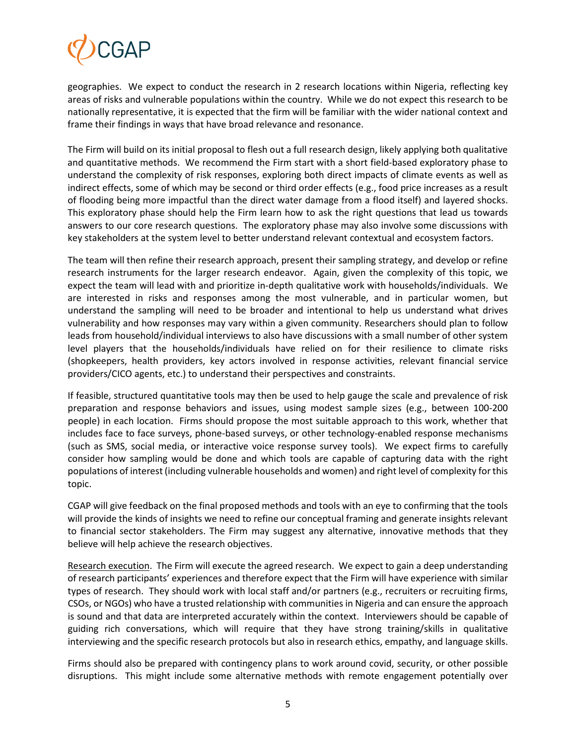geographies. We expect to conduct the research in 2 research locations within Nigeria, reflecting key areas of risks and vulnerable populations within the country. While we do not expect this research to be nationally representative, it is expected that the firm will be familiar with the wider national context and frame their findings in ways that have broad relevance and resonance.

The Firm will build on its initial proposal to flesh out a full research design, likely applying both qualitative and quantitative methods. We recommend the Firm start with a short field-based exploratory phase to understand the complexity of risk responses, exploring both direct impacts of climate events as well as indirect effects, some of which may be second or third order effects (e.g., food price increases as a result of flooding being more impactful than the direct water damage from a flood itself) and layered shocks. This exploratory phase should help the Firm learn how to ask the right questions that lead us towards answers to our core research questions. The exploratory phase may also involve some discussions with key stakeholders at the system level to better understand relevant contextual and ecosystem factors.

The team will then refine their research approach, present their sampling strategy, and develop or refine research instruments for the larger research endeavor. Again, given the complexity of this topic, we expect the team will lead with and prioritize in-depth qualitative work with households/individuals. We are interested in risks and responses among the most vulnerable, and in particular women, but understand the sampling will need to be broader and intentional to help us understand what drives vulnerability and how responses may vary within a given community. Researchers should plan to follow leads from household/individual interviews to also have discussions with a small number of other system level players that the households/individuals have relied on for their resilience to climate risks (shopkeepers, health providers, key actors involved in response activities, relevant financial service providers/CICO agents, etc.) to understand their perspectives and constraints.

If feasible, structured quantitative tools may then be used to help gauge the scale and prevalence of risk preparation and response behaviors and issues, using modest sample sizes (e.g., between 100-200 people) in each location. Firms should propose the most suitable approach to this work, whether that includes face to face surveys, phone-based surveys, or other technology-enabled response mechanisms (such as SMS, social media, or interactive voice response survey tools). We expect firms to carefully consider how sampling would be done and which tools are capable of capturing data with the right populations of interest (including vulnerable households and women) and right level of complexity for this topic.

CGAP will give feedback on the final proposed methods and tools with an eye to confirming that the tools will provide the kinds of insights we need to refine our conceptual framing and generate insights relevant to financial sector stakeholders. The Firm may suggest any alternative, innovative methods that they believe will help achieve the research objectives.

<u>Research execution</u>. The Firm will execute the agreed research. We expect to gain a deep understanding of research participants' experiences and therefore expect that the Firm will have experience with similar types of research. They should work with local staff and/or partners (e.g., recruiters or recruiting firms, CSOs, or NGOs) who have a trusted relationship with communities in Nigeria and can ensure the approach is sound and that data are interpreted accurately within the context. Interviewers should be capable of guiding rich conversations, which will require that they have strong training/skills in qualitative interviewing and the specific research protocols but also in research ethics, empathy, and language skills.

Firms should also be prepared with contingency plans to work around covid, security, or other possible disruptions. This might include some alternative methods with remote engagement potentially over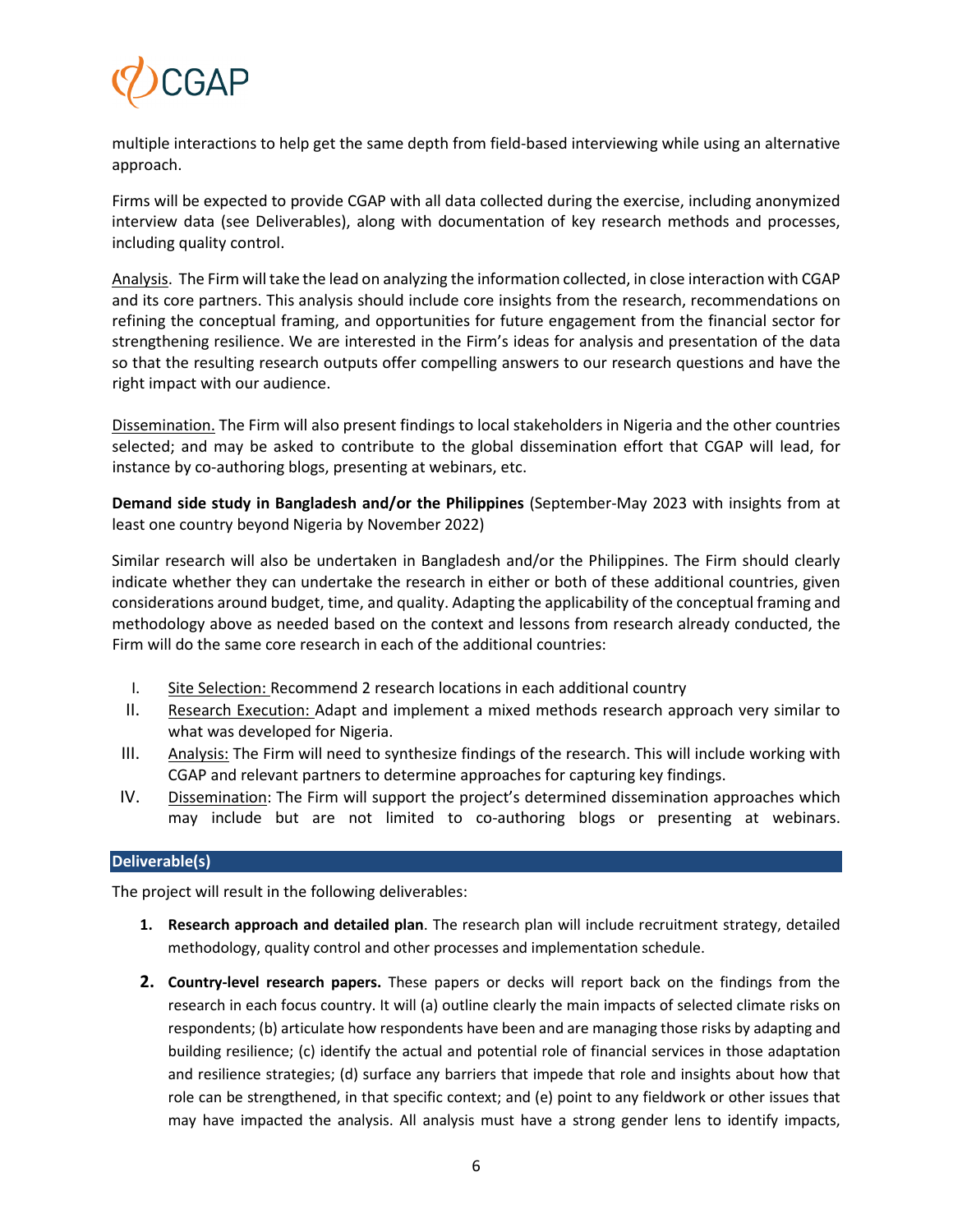multiple interactions to help get the same depth from field-based interviewing while using an alternative approach.

Firms will be expected to provide CGAP with all data collected during the exercise, including anonymized interview data (see Deliverables), along with documentation of key research methods and processes, including quality control.

Analysis. The Firm will take the lead on analyzing the information collected, in close interaction with CGAP and its core partners. This analysis should include core insights from the research, recommendations on refining the conceptual framing, and opportunities for future engagement from the financial sector for strengthening resilience. We are interested in the Firm's ideas for analysis and presentation of the data so that the resulting research outputs offer compelling answers to our research questions and have the right impact with our audience.

Dissemination. The Firm will also present findings to local stakeholders in Nigeria and the other countries selected; and may be asked to contribute to the global dissemination effort that CGAP will lead, for instance by co-authoring blogs, presenting at webinars, etc.

**Demand side study in Bangladesh and/or the Philippines** (September-May 2023 with insights from at least one country beyond Nigeria by November 2022)

Similar research will also be undertaken in Bangladesh and/or the Philippines. The Firm should clearly indicate whether they can undertake the research in either or both of these additional countries, given considerations around budget, time, and quality. Adapting the applicability of the conceptual framing and methodology above as needed based on the context and lessons from research already conducted, the Firm will do the same core research in each of the additional countries:

I. Site Selection: Recommend 2 research locations in each additional country
II. Research Execution: Adapt and implement a mixed methods research approach very similar to what was developed for Nigeria.
III. Analysis: The Firm will need to synthesize findings of the research. This will include working with CGAP and relevant partners to determine approaches for capturing key findings.
IV. Dissemination: The Firm will support the project's determined dissemination approaches which may include but are not limited to co-authoring blogs or presenting at webinars.

## Deliverable(s)

The project will result in the following deliverables:

1. **Research approach and detailed plan**. The research plan will include recruitment strategy, detailed methodology, quality control and other processes and implementation schedule.
2. **Country-level research papers.** These papers or decks will report back on the findings from the research in each focus country. It will (a) outline clearly the main impacts of selected climate risks on respondents; (b) articulate how respondents have been and are managing those risks by adapting and building resilience; (c) identify the actual and potential role of financial services in those adaptation and resilience strategies; (d) surface any barriers that impede that role and insights about how that role can be strengthened, in that specific context; and (e) point to any fieldwork or other issues that may have impacted the analysis. All analysis must have a strong gender lens to identify impacts,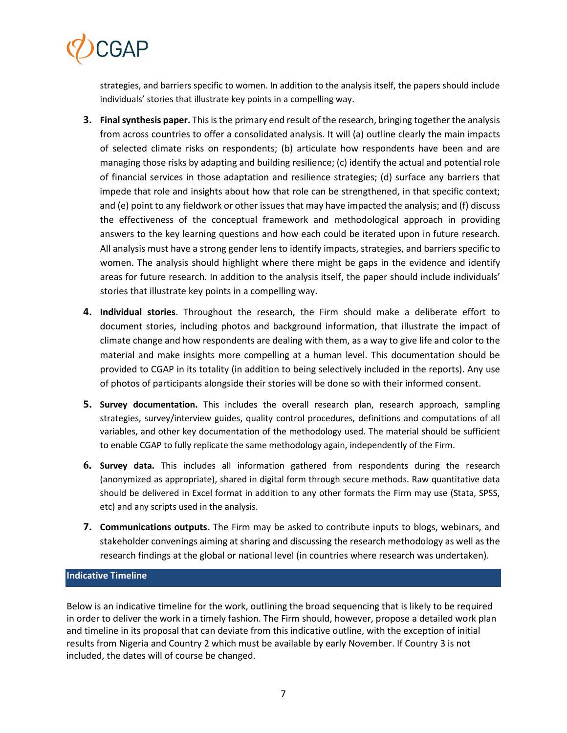strategies, and barriers specific to women. In addition to the analysis itself, the papers should include individuals' stories that illustrate key points in a compelling way.

3. **Final synthesis paper.** This is the primary end result of the research, bringing together the analysis from across countries to offer a consolidated analysis. It will (a) outline clearly the main impacts of selected climate risks on respondents; (b) articulate how respondents have been and are managing those risks by adapting and building resilience; (c) identify the actual and potential role of financial services in those adaptation and resilience strategies; (d) surface any barriers that impede that role and insights about how that role can be strengthened, in that specific context; and (e) point to any fieldwork or other issues that may have impacted the analysis; and (f) discuss the effectiveness of the conceptual framework and methodological approach in providing answers to the key learning questions and how each could be iterated upon in future research. All analysis must have a strong gender lens to identify impacts, strategies, and barriers specific to women. The analysis should highlight where there might be gaps in the evidence and identify areas for future research. In addition to the analysis itself, the paper should include individuals' stories that illustrate key points in a compelling way.

4. **Individual stories**. Throughout the research, the Firm should make a deliberate effort to document stories, including photos and background information, that illustrate the impact of climate change and how respondents are dealing with them, as a way to give life and color to the material and make insights more compelling at a human level. This documentation should be provided to CGAP in its totality (in addition to being selectively included in the reports). Any use of photos of participants alongside their stories will be done so with their informed consent.

5. **Survey documentation.** This includes the overall research plan, research approach, sampling strategies, survey/interview guides, quality control procedures, definitions and computations of all variables, and other key documentation of the methodology used. The material should be sufficient to enable CGAP to fully replicate the same methodology again, independently of the Firm.

6. **Survey data.** This includes all information gathered from respondents during the research (anonymized as appropriate), shared in digital form through secure methods. Raw quantitative data should be delivered in Excel format in addition to any other formats the Firm may use (Stata, SPSS, etc) and any scripts used in the analysis.

7. **Communications outputs.** The Firm may be asked to contribute inputs to blogs, webinars, and stakeholder convenings aiming at sharing and discussing the research methodology as well as the research findings at the global or national level (in countries where research was undertaken).

## Indicative Timeline

Below is an indicative timeline for the work, outlining the broad sequencing that is likely to be required in order to deliver the work in a timely fashion. The Firm should, however, propose a detailed work plan and timeline in its proposal that can deviate from this indicative outline, with the exception of initial results from Nigeria and Country 2 which must be available by early November. If Country 3 is not included, the dates will of course be changed.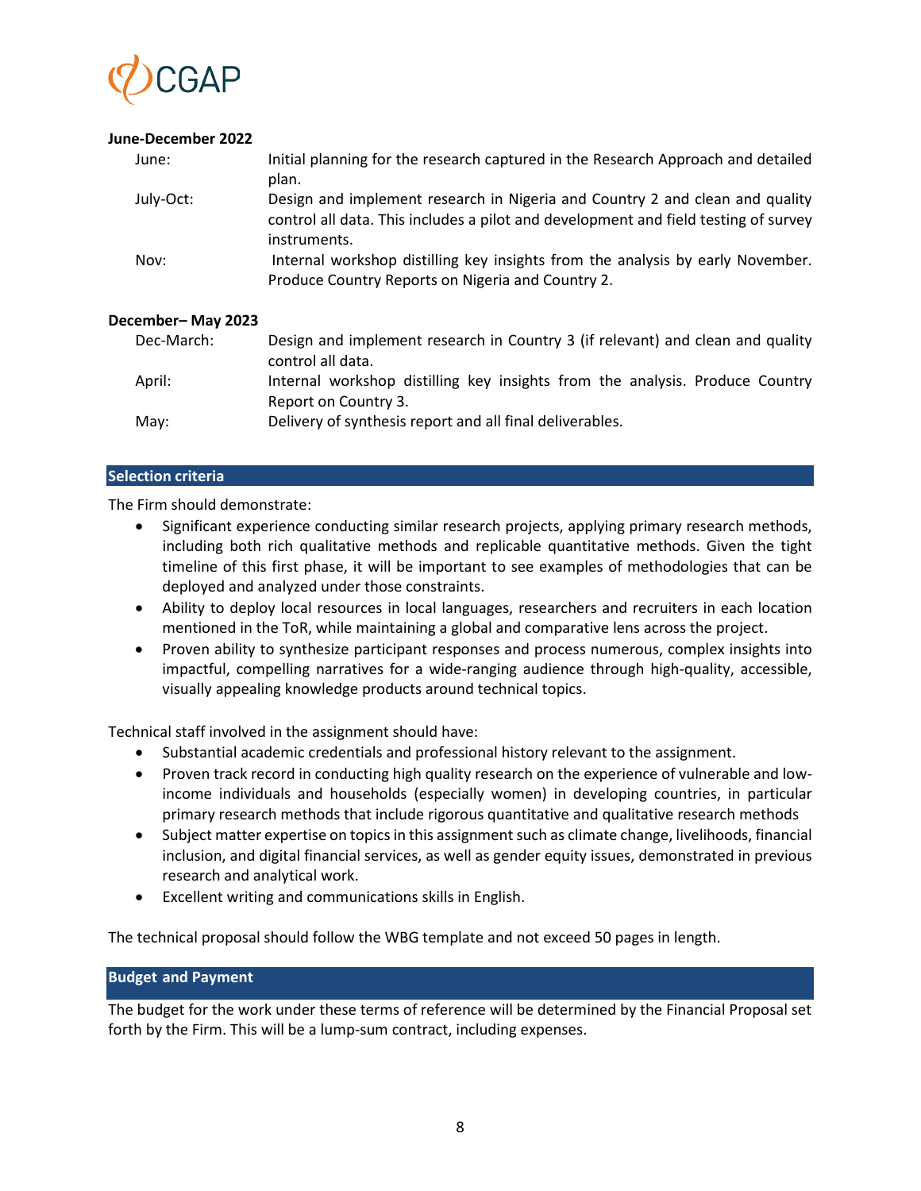**June-December 2022**

| | |
|---|---|
| June: | Initial planning for the research captured in the Research Approach and detailed plan. |
| July-Oct: | Design and implement research in Nigeria and Country 2 and clean and quality control all data. This includes a pilot and development and field testing of survey instruments. |
| Nov: | Internal workshop distilling key insights from the analysis by early November. Produce Country Reports on Nigeria and Country 2. |

**December– May 2023**

| | |
|---|---|
| Dec-March: | Design and implement research in Country 3 (if relevant) and clean and quality control all data. |
| April: | Internal workshop distilling key insights from the analysis. Produce Country Report on Country 3. |
| May: | Delivery of synthesis report and all final deliverables. |

## Selection criteria

The Firm should demonstrate:

- Significant experience conducting similar research projects, applying primary research methods, including both rich qualitative methods and replicable quantitative methods. Given the tight timeline of this first phase, it will be important to see examples of methodologies that can be deployed and analyzed under those constraints.
- Ability to deploy local resources in local languages, researchers and recruiters in each location mentioned in the ToR, while maintaining a global and comparative lens across the project.
- Proven ability to synthesize participant responses and process numerous, complex insights into impactful, compelling narratives for a wide-ranging audience through high-quality, accessible, visually appealing knowledge products around technical topics.

Technical staff involved in the assignment should have:

- Substantial academic credentials and professional history relevant to the assignment.
- Proven track record in conducting high quality research on the experience of vulnerable and low-income individuals and households (especially women) in developing countries, in particular primary research methods that include rigorous quantitative and qualitative research methods
- Subject matter expertise on topics in this assignment such as climate change, livelihoods, financial inclusion, and digital financial services, as well as gender equity issues, demonstrated in previous research and analytical work.
- Excellent writing and communications skills in English.

The technical proposal should follow the WBG template and not exceed 50 pages in length.

## Budget and Payment

The budget for the work under these terms of reference will be determined by the Financial Proposal set forth by the Firm. This will be a lump-sum contract, including expenses.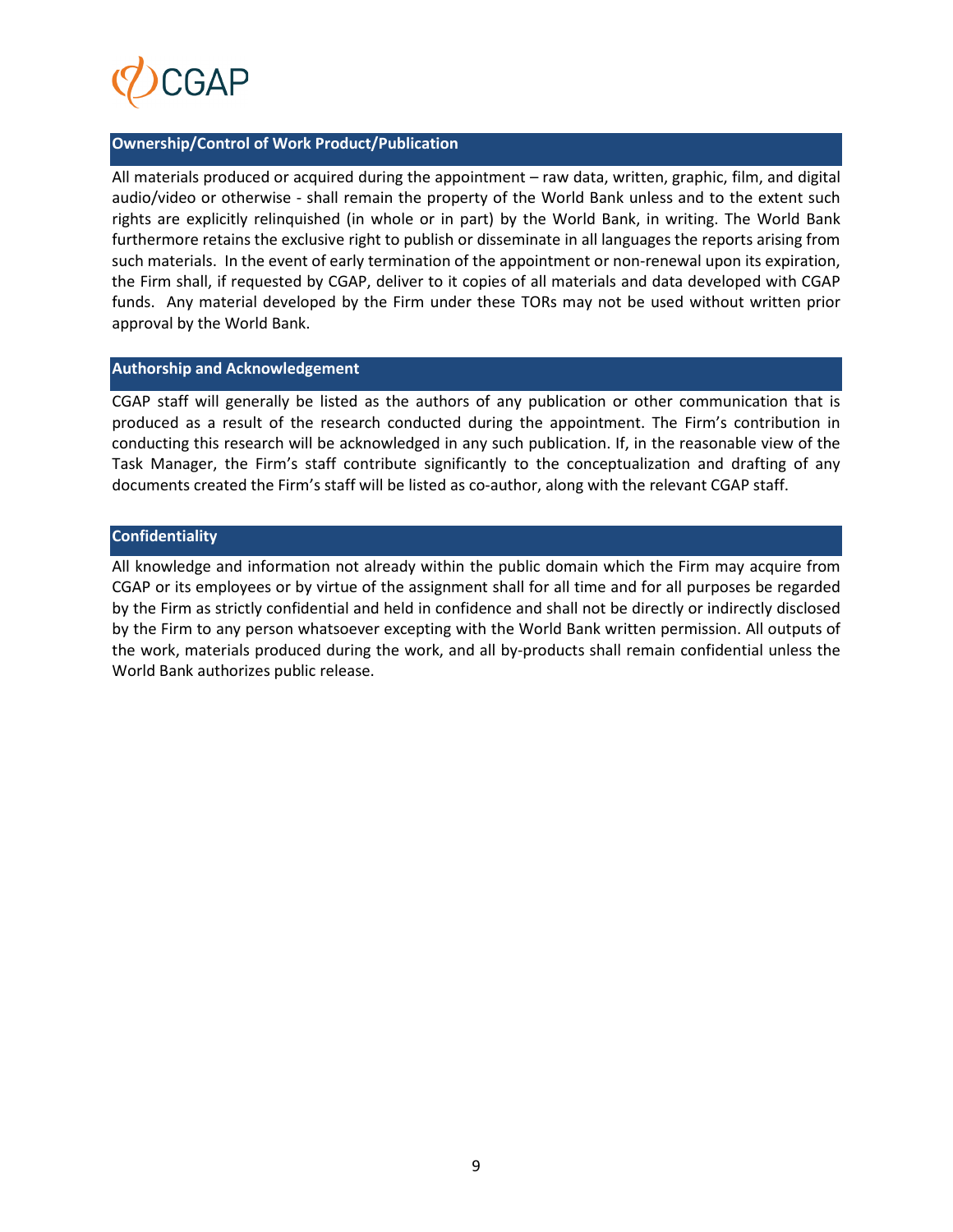## Ownership/Control of Work Product/Publication

All materials produced or acquired during the appointment – raw data, written, graphic, film, and digital audio/video or otherwise - shall remain the property of the World Bank unless and to the extent such rights are explicitly relinquished (in whole or in part) by the World Bank, in writing. The World Bank furthermore retains the exclusive right to publish or disseminate in all languages the reports arising from such materials. In the event of early termination of the appointment or non-renewal upon its expiration, the Firm shall, if requested by CGAP, deliver to it copies of all materials and data developed with CGAP funds. Any material developed by the Firm under these TORs may not be used without written prior approval by the World Bank.

## Authorship and Acknowledgement

CGAP staff will generally be listed as the authors of any publication or other communication that is produced as a result of the research conducted during the appointment. The Firm's contribution in conducting this research will be acknowledged in any such publication. If, in the reasonable view of the Task Manager, the Firm's staff contribute significantly to the conceptualization and drafting of any documents created the Firm's staff will be listed as co-author, along with the relevant CGAP staff.

## Confidentiality

All knowledge and information not already within the public domain which the Firm may acquire from CGAP or its employees or by virtue of the assignment shall for all time and for all purposes be regarded by the Firm as strictly confidential and held in confidence and shall not be directly or indirectly disclosed by the Firm to any person whatsoever excepting with the World Bank written permission. All outputs of the work, materials produced during the work, and all by-products shall remain confidential unless the World Bank authorizes public release.